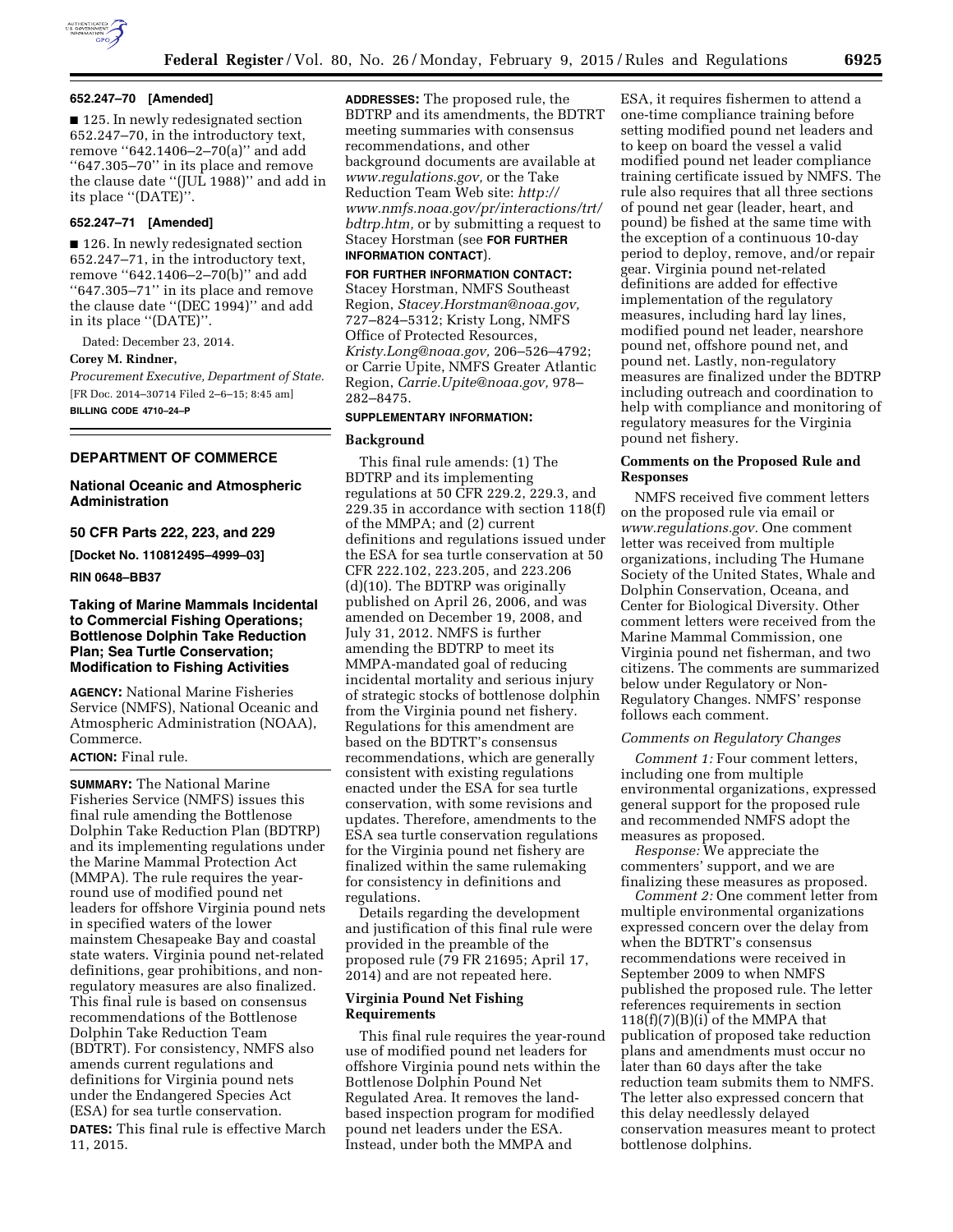**652.247–70 [Amended]**

■ 125. In newly redesignated section 652.247–70, in the introductory text, remove ''642.1406–2–70(a)'' and add ''647.305–70'' in its place and remove the clause date ''(JUL 1988)'' and add in its place ''(DATE)''.

**652.247–71 [Amended]**

■ 126. In newly redesignated section 652.247–71, in the introductory text, remove ''642.1406–2–70(b)'' and add ''647.305–71'' in its place and remove the clause date ''(DEC 1994)'' and add in its place ''(DATE)''.

Dated: December 23, 2014.

**Corey M. Rindner,**

*Procurement Executive, Department of State.*

[FR Doc. 2014–30714 Filed 2–6–15; 8:45 am]

**BILLING CODE 4710–24–P**

## DEPARTMENT OF COMMERCE

### National Oceanic and Atmospheric Administration

### 50 CFR Parts 222, 223, and 229

**[Docket No. 110812495–4999–03]**

**RIN 0648–BB37**

### Taking of Marine Mammals Incidental to Commercial Fishing Operations; Bottlenose Dolphin Take Reduction Plan; Sea Turtle Conservation; Modification to Fishing Activities

**AGENCY:** National Marine Fisheries Service (NMFS), National Oceanic and Atmospheric Administration (NOAA), Commerce.

**ACTION:** Final rule.

**SUMMARY:** The National Marine Fisheries Service (NMFS) issues this final rule amending the Bottlenose Dolphin Take Reduction Plan (BDTRP) and its implementing regulations under the Marine Mammal Protection Act (MMPA). The rule requires the year-round use of modified pound net leaders for offshore Virginia pound nets in specified waters of the lower mainstem Chesapeake Bay and coastal state waters. Virginia pound net-related definitions, gear prohibitions, and non-regulatory measures are also finalized. This final rule is based on consensus recommendations of the Bottlenose Dolphin Take Reduction Team (BDTRT). For consistency, NMFS also amends current regulations and definitions for Virginia pound nets under the Endangered Species Act (ESA) for sea turtle conservation.

**DATES:** This final rule is effective March 11, 2015.

**ADDRESSES:** The proposed rule, the BDTRP and its amendments, the BDTRT meeting summaries with consensus recommendations, and other background documents are available at *www.regulations.gov,* or the Take Reduction Team Web site: *http://www.nmfs.noaa.gov/pr/interactions/trt/bdtrp.htm,* or by submitting a request to Stacey Horstman (see **FOR FURTHER INFORMATION CONTACT**).

**FOR FURTHER INFORMATION CONTACT:** Stacey Horstman, NMFS Southeast Region, *Stacey.Horstman@noaa.gov,* 727–824–5312; Kristy Long, NMFS Office of Protected Resources, *Kristy.Long@noaa.gov,* 206–526–4792; or Carrie Upite, NMFS Greater Atlantic Region, *Carrie.Upite@noaa.gov,* 978–282–8475.

**SUPPLEMENTARY INFORMATION:**

#### Background

This final rule amends: (1) The BDTRP and its implementing regulations at 50 CFR 229.2, 229.3, and 229.35 in accordance with section 118(f) of the MMPA; and (2) current definitions and regulations issued under the ESA for sea turtle conservation at 50 CFR 222.102, 223.205, and 223.206 (d)(10). The BDTRP was originally published on April 26, 2006, and was amended on December 19, 2008, and July 31, 2012. NMFS is further amending the BDTRP to meet its MMPA-mandated goal of reducing incidental mortality and serious injury of strategic stocks of bottlenose dolphin from the Virginia pound net fishery. Regulations for this amendment are based on the BDTRT's consensus recommendations, which are generally consistent with existing regulations enacted under the ESA for sea turtle conservation, with some revisions and updates. Therefore, amendments to the ESA sea turtle conservation regulations for the Virginia pound net fishery are finalized within the same rulemaking for consistency in definitions and regulations.

Details regarding the development and justification of this final rule were provided in the preamble of the proposed rule (79 FR 21695; April 17, 2014) and are not repeated here.

#### Virginia Pound Net Fishing Requirements

This final rule requires the year-round use of modified pound net leaders for offshore Virginia pound nets within the Bottlenose Dolphin Pound Net Regulated Area. It removes the land-based inspection program for modified pound net leaders under the ESA. Instead, under both the MMPA and ESA, it requires fishermen to attend a one-time compliance training before setting modified pound net leaders and to keep on board the vessel a valid modified pound net leader compliance training certificate issued by NMFS. The rule also requires that all three sections of pound net gear (leader, heart, and pound) be fished at the same time with the exception of a continuous 10-day period to deploy, remove, and/or repair gear. Virginia pound net-related definitions are added for effective implementation of the regulatory measures, including hard lay lines, modified pound net leader, nearshore pound net, offshore pound net, and pound net. Lastly, non-regulatory measures are finalized under the BDTRP including outreach and coordination to help with compliance and monitoring of regulatory measures for the Virginia pound net fishery.

#### Comments on the Proposed Rule and Responses

NMFS received five comment letters on the proposed rule via email or *www.regulations.gov.* One comment letter was received from multiple organizations, including The Humane Society of the United States, Whale and Dolphin Conservation, Oceana, and Center for Biological Diversity. Other comment letters were received from the Marine Mammal Commission, one Virginia pound net fisherman, and two citizens. The comments are summarized below under Regulatory or Non-Regulatory Changes. NMFS' response follows each comment.

*Comments on Regulatory Changes*

*Comment 1:* Four comment letters, including one from multiple environmental organizations, expressed general support for the proposed rule and recommended NMFS adopt the measures as proposed.

*Response:* We appreciate the commenters' support, and we are finalizing these measures as proposed.

*Comment 2:* One comment letter from multiple environmental organizations expressed concern over the delay from when the BDTRT's consensus recommendations were received in September 2009 to when NMFS published the proposed rule. The letter references requirements in section 118(f)(7)(B)(i) of the MMPA that publication of proposed take reduction plans and amendments must occur no later than 60 days after the take reduction team submits them to NMFS. The letter also expressed concern that this delay needlessly delayed conservation measures meant to protect bottlenose dolphins.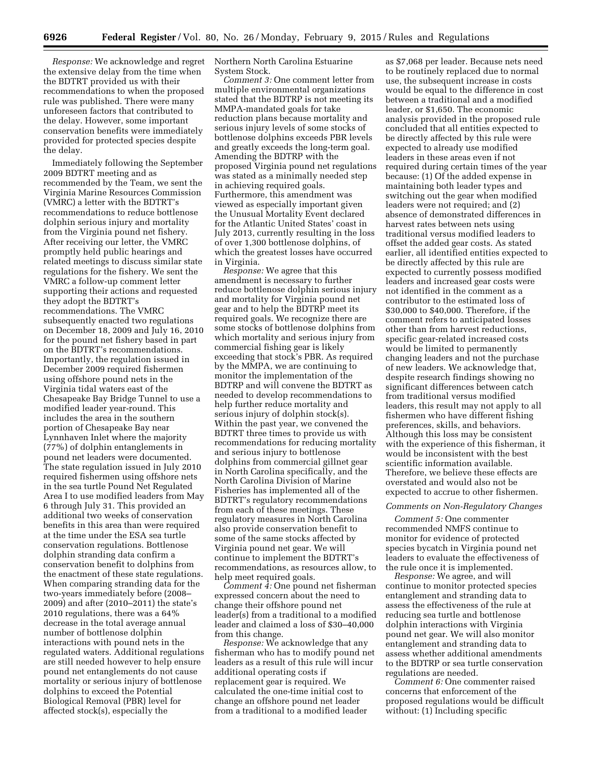*Response:* We acknowledge and regret the extensive delay from the time when the BDTRT provided us with their recommendations to when the proposed rule was published. There were many unforeseen factors that contributed to the delay. However, some important conservation benefits were immediately provided for protected species despite the delay.

Immediately following the September 2009 BDTRT meeting and as recommended by the Team, we sent the Virginia Marine Resources Commission (VMRC) a letter with the BDTRT's recommendations to reduce bottlenose dolphin serious injury and mortality from the Virginia pound net fishery. After receiving our letter, the VMRC promptly held public hearings and related meetings to discuss similar state regulations for the fishery. We sent the VMRC a follow-up comment letter supporting their actions and requested they adopt the BDTRT's recommendations. The VMRC subsequently enacted two regulations on December 18, 2009 and July 16, 2010 for the pound net fishery based in part on the BDTRT's recommendations. Importantly, the regulation issued in December 2009 required fishermen using offshore pound nets in the Virginia tidal waters east of the Chesapeake Bay Bridge Tunnel to use a modified leader year-round. This includes the area in the southern portion of Chesapeake Bay near Lynnhaven Inlet where the majority (77%) of dolphin entanglements in pound net leaders were documented. The state regulation issued in July 2010 required fishermen using offshore nets in the sea turtle Pound Net Regulated Area I to use modified leaders from May 6 through July 31. This provided an additional two weeks of conservation benefits in this area than were required at the time under the ESA sea turtle conservation regulations. Bottlenose dolphin stranding data confirm a conservation benefit to dolphins from the enactment of these state regulations. When comparing stranding data for the two-years immediately before (2008–2009) and after (2010–2011) the state's 2010 regulations, there was a 64% decrease in the total average annual number of bottlenose dolphin interactions with pound nets in the regulated waters. Additional regulations are still needed however to help ensure pound net entanglements do not cause mortality or serious injury of bottlenose dolphins to exceed the Potential Biological Removal (PBR) level for affected stock(s), especially the Northern North Carolina Estuarine System Stock.

*Comment 3:* One comment letter from multiple environmental organizations stated that the BDTRP is not meeting its MMPA-mandated goals for take reduction plans because mortality and serious injury levels of some stocks of bottlenose dolphins exceeds PBR levels and greatly exceeds the long-term goal. Amending the BDTRP with the proposed Virginia pound net regulations was stated as a minimally needed step in achieving required goals. Furthermore, this amendment was viewed as especially important given the Unusual Mortality Event declared for the Atlantic United States' coast in July 2013, currently resulting in the loss of over 1,300 bottlenose dolphins, of which the greatest losses have occurred in Virginia.

*Response:* We agree that this amendment is necessary to further reduce bottlenose dolphin serious injury and mortality for Virginia pound net gear and to help the BDTRP meet its required goals. We recognize there are some stocks of bottlenose dolphins from which mortality and serious injury from commercial fishing gear is likely exceeding that stock's PBR. As required by the MMPA, we are continuing to monitor the implementation of the BDTRP and will convene the BDTRT as needed to develop recommendations to help further reduce mortality and serious injury of dolphin stock(s). Within the past year, we convened the BDTRT three times to provide us with recommendations for reducing mortality and serious injury to bottlenose dolphins from commercial gillnet gear in North Carolina specifically, and the North Carolina Division of Marine Fisheries has implemented all of the BDTRT's regulatory recommendations from each of these meetings. These regulatory measures in North Carolina also provide conservation benefit to some of the same stocks affected by Virginia pound net gear. We will continue to implement the BDTRT's recommendations, as resources allow, to help meet required goals.

*Comment 4:* One pound net fisherman expressed concern about the need to change their offshore pound net leader(s) from a traditional to a modified leader and claimed a loss of $30–40,000 from this change.

*Response:* We acknowledge that any fisherman who has to modify pound net leaders as a result of this rule will incur additional operating costs if replacement gear is required. We calculated the one-time initial cost to change an offshore pound net leader from a traditional to a modified leader as $7,068 per leader. Because nets need to be routinely replaced due to normal use, the subsequent increase in costs would be equal to the difference in cost between a traditional and a modified leader, or $1,650. The economic analysis provided in the proposed rule concluded that all entities expected to be directly affected by this rule were expected to already use modified leaders in these areas even if not required during certain times of the year because: (1) Of the added expense in maintaining both leader types and switching out the gear when modified leaders were not required; and (2) absence of demonstrated differences in harvest rates between nets using traditional versus modified leaders to offset the added gear costs. As stated earlier, all identified entities expected to be directly affected by this rule are expected to currently possess modified leaders and increased gear costs were not identified in the comment as a contributor to the estimated loss of $30,000 to $40,000. Therefore, if the comment refers to anticipated losses other than from harvest reductions, specific gear-related increased costs would be limited to permanently changing leaders and not the purchase of new leaders. We acknowledge that, despite research findings showing no significant differences between catch from traditional versus modified leaders, this result may not apply to all fishermen who have different fishing preferences, skills, and behaviors. Although this loss may be consistent with the experience of this fisherman, it would be inconsistent with the best scientific information available. Therefore, we believe these effects are overstated and would also not be expected to accrue to other fishermen.

### *Comments on Non-Regulatory Changes*

*Comment 5:* One commenter recommended NMFS continue to monitor for evidence of protected species bycatch in Virginia pound net leaders to evaluate the effectiveness of the rule once it is implemented.

*Response:* We agree, and will continue to monitor protected species entanglement and stranding data to assess the effectiveness of the rule at reducing sea turtle and bottlenose dolphin interactions with Virginia pound net gear. We will also monitor entanglement and stranding data to assess whether additional amendments to the BDTRP or sea turtle conservation regulations are needed.

*Comment 6:* One commenter raised concerns that enforcement of the proposed regulations would be difficult without: (1) Including specific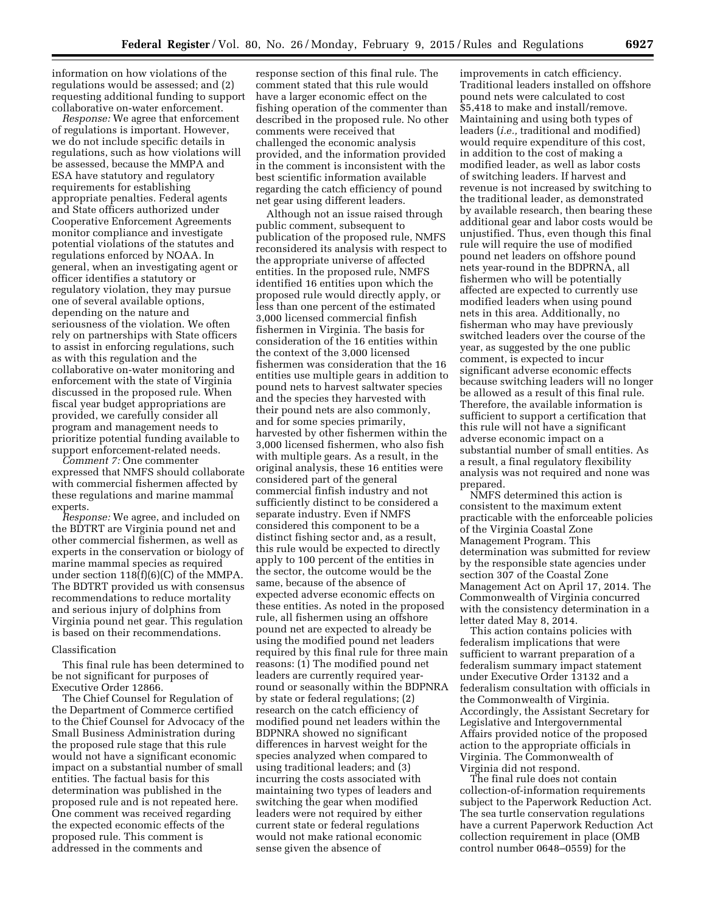information on how violations of the regulations would be assessed; and (2) requesting additional funding to support collaborative on-water enforcement.

*Response:* We agree that enforcement of regulations is important. However, we do not include specific details in regulations, such as how violations will be assessed, because the MMPA and ESA have statutory and regulatory requirements for establishing appropriate penalties. Federal agents and State officers authorized under Cooperative Enforcement Agreements monitor compliance and investigate potential violations of the statutes and regulations enforced by NOAA. In general, when an investigating agent or officer identifies a statutory or regulatory violation, they may pursue one of several available options, depending on the nature and seriousness of the violation. We often rely on partnerships with State officers to assist in enforcing regulations, such as with this regulation and the collaborative on-water monitoring and enforcement with the state of Virginia discussed in the proposed rule. When fiscal year budget appropriations are provided, we carefully consider all program and management needs to prioritize potential funding available to support enforcement-related needs.

*Comment 7:* One commenter expressed that NMFS should collaborate with commercial fishermen affected by these regulations and marine mammal experts.

*Response:* We agree, and included on the BDTRT are Virginia pound net and other commercial fishermen, as well as experts in the conservation or biology of marine mammal species as required under section 118(f)(6)(C) of the MMPA. The BDTRT provided us with consensus recommendations to reduce mortality and serious injury of dolphins from Virginia pound net gear. This regulation is based on their recommendations.

## Classification

This final rule has been determined to be not significant for purposes of Executive Order 12866.

The Chief Counsel for Regulation of the Department of Commerce certified to the Chief Counsel for Advocacy of the Small Business Administration during the proposed rule stage that this rule would not have a significant economic impact on a substantial number of small entities. The factual basis for this determination was published in the proposed rule and is not repeated here. One comment was received regarding the expected economic effects of the proposed rule. This comment is addressed in the comments and response section of this final rule. The comment stated that this rule would have a larger economic effect on the fishing operation of the commenter than described in the proposed rule. No other comments were received that challenged the economic analysis provided, and the information provided in the comment is inconsistent with the best scientific information available regarding the catch efficiency of pound net gear using different leaders.

Although not an issue raised through public comment, subsequent to publication of the proposed rule, NMFS reconsidered its analysis with respect to the appropriate universe of affected entities. In the proposed rule, NMFS identified 16 entities upon which the proposed rule would directly apply, or less than one percent of the estimated 3,000 licensed commercial finfish fishermen in Virginia. The basis for consideration of the 16 entities within the context of the 3,000 licensed fishermen was consideration that the 16 entities use multiple gears in addition to pound nets to harvest saltwater species and the species they harvested with their pound nets are also commonly, and for some species primarily, harvested by other fishermen within the 3,000 licensed fishermen, who also fish with multiple gears. As a result, in the original analysis, these 16 entities were considered part of the general commercial finfish industry and not sufficiently distinct to be considered a separate industry. Even if NMFS considered this component to be a distinct fishing sector and, as a result, this rule would be expected to directly apply to 100 percent of the entities in the sector, the outcome would be the same, because of the absence of expected adverse economic effects on these entities. As noted in the proposed rule, all fishermen using an offshore pound net are expected to already be using the modified pound net leaders required by this final rule for three main reasons: (1) The modified pound net leaders are currently required year-round or seasonally within the BDPNRA by state or federal regulations; (2) research on the catch efficiency of modified pound net leaders within the BDPNRA showed no significant differences in harvest weight for the species analyzed when compared to using traditional leaders; and (3) incurring the costs associated with maintaining two types of leaders and switching the gear when modified leaders were not required by either current state or federal regulations would not make rational economic sense given the absence of improvements in catch efficiency. Traditional leaders installed on offshore pound nets were calculated to cost $5,418 to make and install/remove. Maintaining and using both types of leaders (*i.e.,* traditional and modified) would require expenditure of this cost, in addition to the cost of making a modified leader, as well as labor costs of switching leaders. If harvest and revenue is not increased by switching to the traditional leader, as demonstrated by available research, then bearing these additional gear and labor costs would be unjustified. Thus, even though this final rule will require the use of modified pound net leaders on offshore pound nets year-round in the BDPRNA, all fishermen who will be potentially affected are expected to currently use modified leaders when using pound nets in this area. Additionally, no fisherman who may have previously switched leaders over the course of the year, as suggested by the one public comment, is expected to incur significant adverse economic effects because switching leaders will no longer be allowed as a result of this final rule. Therefore, the available information is sufficient to support a certification that this rule will not have a significant adverse economic impact on a substantial number of small entities. As a result, a final regulatory flexibility analysis was not required and none was prepared.

NMFS determined this action is consistent to the maximum extent practicable with the enforceable policies of the Virginia Coastal Zone Management Program. This determination was submitted for review by the responsible state agencies under section 307 of the Coastal Zone Management Act on April 17, 2014. The Commonwealth of Virginia concurred with the consistency determination in a letter dated May 8, 2014.

This action contains policies with federalism implications that were sufficient to warrant preparation of a federalism summary impact statement under Executive Order 13132 and a federalism consultation with officials in the Commonwealth of Virginia. Accordingly, the Assistant Secretary for Legislative and Intergovernmental Affairs provided notice of the proposed action to the appropriate officials in Virginia. The Commonwealth of Virginia did not respond.

The final rule does not contain collection-of-information requirements subject to the Paperwork Reduction Act. The sea turtle conservation regulations have a current Paperwork Reduction Act collection requirement in place (OMB control number 0648–0559) for the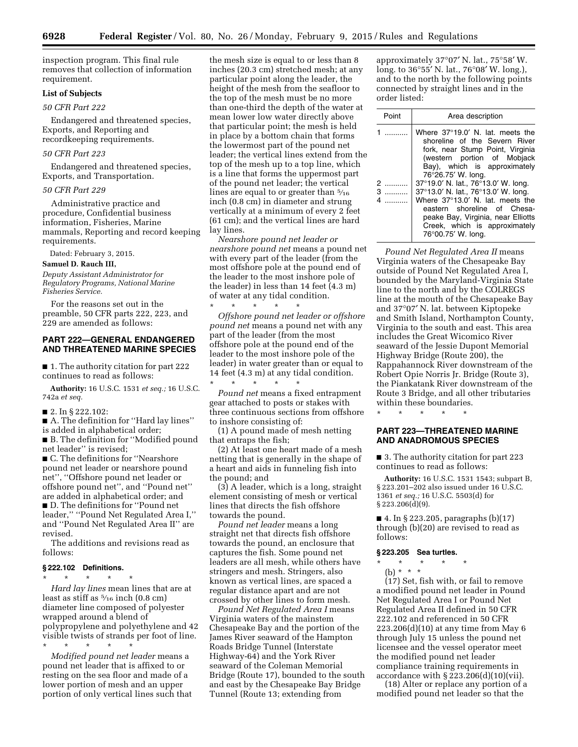inspection program. This final rule removes that collection of information requirement.

**List of Subjects**

*50 CFR Part 222*

Endangered and threatened species, Exports, and Reporting and recordkeeping requirements.

*50 CFR Part 223*

Endangered and threatened species, Exports, and Transportation.

*50 CFR Part 229*

Administrative practice and procedure, Confidential business information, Fisheries, Marine mammals, Reporting and record keeping requirements.

Dated: February 3, 2015.

**Samuel D. Rauch III,**

*Deputy Assistant Administrator for Regulatory Programs, National Marine Fisheries Service.*

For the reasons set out in the preamble, 50 CFR parts 222, 223, and 229 are amended as follows:

## PART 222—GENERAL ENDANGERED AND THREATENED MARINE SPECIES

■ 1. The authority citation for part 222 continues to read as follows:

**Authority:** 16 U.S.C. 1531 *et seq.;* 16 U.S.C. 742a *et seq.*

■ 2. In § 222.102:

■ A. The definition for ''Hard lay lines'' is added in alphabetical order;

■ B. The definition for ''Modified pound net leader'' is revised;

■ C. The definitions for ''Nearshore pound net leader or nearshore pound net'', ''Offshore pound net leader or offshore pound net'', and ''Pound net'' are added in alphabetical order; and

■ D. The definitions for ''Pound net leader,'' ''Pound Net Regulated Area I,'' and ''Pound Net Regulated Area II'' are revised.

The additions and revisions read as follows:

### § 222.102 Definitions.

\* \* \* \* \*

*Hard lay lines* mean lines that are at least as stiff as 5⁄16 inch (0.8 cm) diameter line composed of polyester wrapped around a blend of polypropylene and polyethylene and 42 visible twists of strands per foot of line.

\* \* \* \* \*

*Modified pound net leader* means a pound net leader that is affixed to or resting on the sea floor and made of a lower portion of mesh and an upper portion of only vertical lines such that the mesh size is equal to or less than 8 inches (20.3 cm) stretched mesh; at any particular point along the leader, the height of the mesh from the seafloor to the top of the mesh must be no more than one-third the depth of the water at mean lower low water directly above that particular point; the mesh is held in place by a bottom chain that forms the lowermost part of the pound net leader; the vertical lines extend from the top of the mesh up to a top line, which is a line that forms the uppermost part of the pound net leader; the vertical lines are equal to or greater than 5⁄16 inch (0.8 cm) in diameter and strung vertically at a minimum of every 2 feet (61 cm); and the vertical lines are hard lay lines.

*Nearshore pound net leader or nearshore pound net* means a pound net with every part of the leader (from the most offshore pole at the pound end of the leader to the most inshore pole of the leader) in less than 14 feet (4.3 m) of water at any tidal condition.

\* \* \* \* \*

*Offshore pound net leader or offshore pound net* means a pound net with any part of the leader (from the most offshore pole at the pound end of the leader to the most inshore pole of the leader) in water greater than or equal to 14 feet (4.3 m) at any tidal condition.

\* \* \* \* \*

*Pound net* means a fixed entrapment gear attached to posts or stakes with three continuous sections from offshore to inshore consisting of:

(1) A pound made of mesh netting that entraps the fish;

(2) At least one heart made of a mesh netting that is generally in the shape of a heart and aids in funneling fish into the pound; and

(3) A leader, which is a long, straight element consisting of mesh or vertical lines that directs the fish offshore towards the pound.

*Pound net leader* means a long straight net that directs fish offshore towards the pound, an enclosure that captures the fish. Some pound net leaders are all mesh, while others have stringers and mesh. Stringers, also known as vertical lines, are spaced a regular distance apart and are not crossed by other lines to form mesh.

*Pound Net Regulated Area I* means Virginia waters of the mainstem Chesapeake Bay and the portion of the James River seaward of the Hampton Roads Bridge Tunnel (Interstate Highway-64) and the York River seaward of the Coleman Memorial Bridge (Route 17), bounded to the south and east by the Chesapeake Bay Bridge Tunnel (Route 13; extending from approximately 37°07′ N. lat., 75°58′ W. long. to 36°55′ N. lat., 76°08′ W. long.), and to the north by the following points connected by straight lines and in the order listed:

| Point | Area description |
|---|---|
| 1 | Where 37°19.0′ N. lat. meets the shoreline of the Severn River fork, near Stump Point, Virginia (western portion of Mobjack Bay), which is approximately 76°26.75′ W. long. |
| 2 | 37°19.0′ N. lat., 76°13.0′ W. long. |
| 3 | 37°13.0′ N. lat., 76°13.0′ W. long. |
| 4 | Where 37°13.0′ N. lat. meets the eastern shoreline of Chesapeake Bay, Virginia, near Elliotts Creek, which is approximately 76°00.75′ W. long. |

*Pound Net Regulated Area II* means Virginia waters of the Chesapeake Bay outside of Pound Net Regulated Area I, bounded by the Maryland-Virginia State line to the north and by the COLREGS line at the mouth of the Chesapeake Bay and 37°07′ N. lat. between Kiptopeke and Smith Island, Northampton County, Virginia to the south and east. This area includes the Great Wicomico River seaward of the Jessie Dupont Memorial Highway Bridge (Route 200), the Rappahannock River downstream of the Robert Opie Norris Jr. Bridge (Route 3), the Piankatank River downstream of the Route 3 Bridge, and all other tributaries within these boundaries.

\* \* \* \* \*

## PART 223—THREATENED MARINE AND ANADROMOUS SPECIES

■ 3. The authority citation for part 223 continues to read as follows:

**Authority:** 16 U.S.C. 1531 1543; subpart B, § 223.201–202 also issued under 16 U.S.C. 1361 *et seq.;* 16 U.S.C. 5503(d) for § 223.206(d)(9).

■ 4. In § 223.205, paragraphs (b)(17) through (b)(20) are revised to read as follows:

### § 223.205 Sea turtles.

\* \* \* \* \*

(b) \* \* \*

(17) Set, fish with, or fail to remove a modified pound net leader in Pound Net Regulated Area I or Pound Net Regulated Area II defined in 50 CFR 222.102 and referenced in 50 CFR 223.206(d)(10) at any time from May 6 through July 15 unless the pound net licensee and the vessel operator meet the modified pound net leader compliance training requirements in accordance with § 223.206(d)(10)(vii).

(18) Alter or replace any portion of a modified pound net leader so that the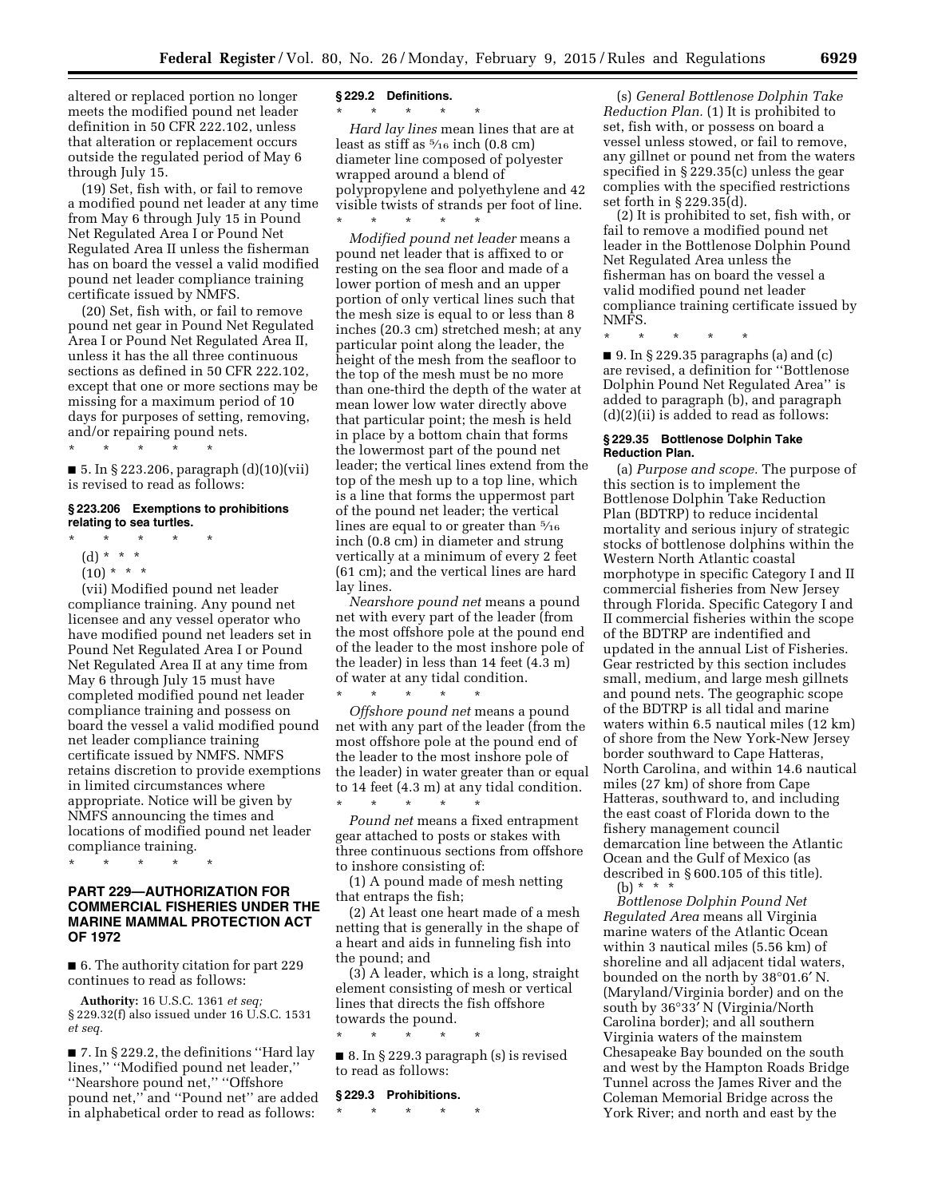altered or replaced portion no longer meets the modified pound net leader definition in 50 CFR 222.102, unless that alteration or replacement occurs outside the regulated period of May 6 through July 15.

(19) Set, fish with, or fail to remove a modified pound net leader at any time from May 6 through July 15 in Pound Net Regulated Area I or Pound Net Regulated Area II unless the fisherman has on board the vessel a valid modified pound net leader compliance training certificate issued by NMFS.

(20) Set, fish with, or fail to remove pound net gear in Pound Net Regulated Area I or Pound Net Regulated Area II, unless it has the all three continuous sections as defined in 50 CFR 222.102, except that one or more sections may be missing for a maximum period of 10 days for purposes of setting, removing, and/or repairing pound nets.

\* \* \* \* \*

■ 5. In § 223.206, paragraph (d)(10)(vii) is revised to read as follows:

### § 223.206 Exemptions to prohibitions relating to sea turtles.

\* \* \* \* \*

(d) \* \* \*

(10) \* \* \*

(vii) Modified pound net leader compliance training. Any pound net licensee and any vessel operator who have modified pound net leaders set in Pound Net Regulated Area I or Pound Net Regulated Area II at any time from May 6 through July 15 must have completed modified pound net leader compliance training and possess on board the vessel a valid modified pound net leader compliance training certificate issued by NMFS. NMFS retains discretion to provide exemptions in limited circumstances where appropriate. Notice will be given by NMFS announcing the times and locations of modified pound net leader compliance training.

\* \* \* \* \*

## PART 229—AUTHORIZATION FOR COMMERCIAL FISHERIES UNDER THE MARINE MAMMAL PROTECTION ACT OF 1972

■ 6. The authority citation for part 229 continues to read as follows:

**Authority:** 16 U.S.C. 1361 *et seq;* § 229.32(f) also issued under 16 U.S.C. 1531 *et seq.*

■ 7. In § 229.2, the definitions ''Hard lay lines,'' ''Modified pound net leader,'' ''Nearshore pound net,'' ''Offshore pound net,'' and ''Pound net'' are added in alphabetical order to read as follows:

### § 229.2 Definitions.

\* \* \* \* \*

*Hard lay lines* mean lines that are at least as stiff as 5⁄16 inch (0.8 cm) diameter line composed of polyester wrapped around a blend of polypropylene and polyethylene and 42 visible twists of strands per foot of line.

\* \* \* \* \*

*Modified pound net leader* means a pound net leader that is affixed to or resting on the sea floor and made of a lower portion of mesh and an upper portion of only vertical lines such that the mesh size is equal to or less than 8 inches (20.3 cm) stretched mesh; at any particular point along the leader, the height of the mesh from the seafloor to the top of the mesh must be no more than one-third the depth of the water at mean lower low water directly above that particular point; the mesh is held in place by a bottom chain that forms the lowermost part of the pound net leader; the vertical lines extend from the top of the mesh up to a top line, which is a line that forms the uppermost part of the pound net leader; the vertical lines are equal to or greater than 5⁄16 inch (0.8 cm) in diameter and strung vertically at a minimum of every 2 feet (61 cm); and the vertical lines are hard lay lines.

*Nearshore pound net* means a pound net with every part of the leader (from the most offshore pole at the pound end of the leader to the most inshore pole of the leader) in less than 14 feet (4.3 m) of water at any tidal condition.

\* \* \* \* \*

*Offshore pound net* means a pound net with any part of the leader (from the most offshore pole at the pound end of the leader to the most inshore pole of the leader) in water greater than or equal to 14 feet (4.3 m) at any tidal condition.

\* \* \* \* \*

*Pound net* means a fixed entrapment gear attached to posts or stakes with three continuous sections from offshore to inshore consisting of:

(1) A pound made of mesh netting that entraps the fish;

(2) At least one heart made of a mesh netting that is generally in the shape of a heart and aids in funneling fish into the pound; and

(3) A leader, which is a long, straight element consisting of mesh or vertical lines that directs the fish offshore towards the pound.

\* \* \* \* \*

■ 8. In § 229.3 paragraph (s) is revised to read as follows:

### § 229.3 Prohibitions.

\* \* \* \* \*

(s) *General Bottlenose Dolphin Take Reduction Plan.* (1) It is prohibited to set, fish with, or possess on board a vessel unless stowed, or fail to remove, any gillnet or pound net from the waters specified in § 229.35(c) unless the gear complies with the specified restrictions set forth in § 229.35(d).

(2) It is prohibited to set, fish with, or fail to remove a modified pound net leader in the Bottlenose Dolphin Pound Net Regulated Area unless the fisherman has on board the vessel a valid modified pound net leader compliance training certificate issued by NMFS.

\* \* \* \* \*

■ 9. In § 229.35 paragraphs (a) and (c) are revised, a definition for ''Bottlenose Dolphin Pound Net Regulated Area'' is added to paragraph (b), and paragraph (d)(2)(ii) is added to read as follows:

### § 229.35 Bottlenose Dolphin Take Reduction Plan.

(a) *Purpose and scope.* The purpose of this section is to implement the Bottlenose Dolphin Take Reduction Plan (BDTRP) to reduce incidental mortality and serious injury of strategic stocks of bottlenose dolphins within the Western North Atlantic coastal morphotype in specific Category I and II commercial fisheries from New Jersey through Florida. Specific Category I and II commercial fisheries within the scope of the BDTRP are indentified and updated in the annual List of Fisheries. Gear restricted by this section includes small, medium, and large mesh gillnets and pound nets. The geographic scope of the BDTRP is all tidal and marine waters within 6.5 nautical miles (12 km) of shore from the New York-New Jersey border southward to Cape Hatteras, North Carolina, and within 14.6 nautical miles (27 km) of shore from Cape Hatteras, southward to, and including the east coast of Florida down to the fishery management council demarcation line between the Atlantic Ocean and the Gulf of Mexico (as described in § 600.105 of this title).

(b) \* \* \*

*Bottlenose Dolphin Pound Net Regulated Area* means all Virginia marine waters of the Atlantic Ocean within 3 nautical miles (5.56 km) of shoreline and all adjacent tidal waters, bounded on the north by 38°01.6′ N. (Maryland/Virginia border) and on the south by 36°33′ N (Virginia/North Carolina border); and all southern Virginia waters of the mainstem Chesapeake Bay bounded on the south and west by the Hampton Roads Bridge Tunnel across the James River and the Coleman Memorial Bridge across the York River; and north and east by the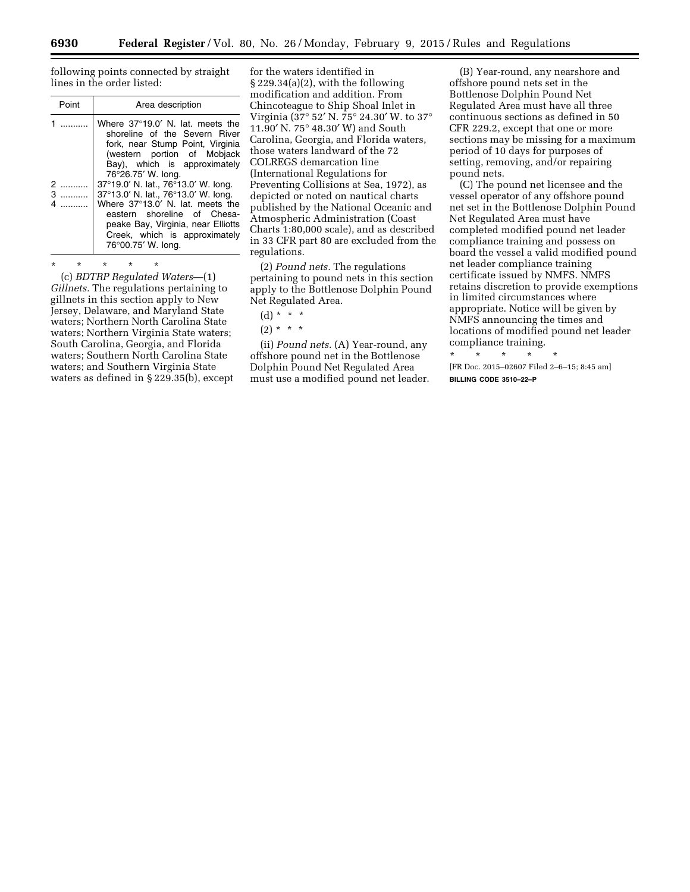following points connected by straight lines in the order listed:

| Point | Area description |
| --- | --- |
| 1 .......... | Where 37°19.0′ N. lat. meets the shoreline of the Severn River fork, near Stump Point, Virginia (western portion of Mobjack Bay), which is approximately 76°26.75′ W. long. |
| 2 .......... | 37°19.0′ N. lat., 76°13.0′ W. long. |
| 3 .......... | 37°13.0′ N. lat., 76°13.0′ W. long. |
| 4 .......... | Where 37°13.0′ N. lat. meets the eastern shoreline of Chesapeake Bay, Virginia, near Elliotts Creek, which is approximately 76°00.75′ W. long. |

\* \* \* \* \*

(c) *BDTRP Regulated Waters*—(1) *Gillnets.* The regulations pertaining to gillnets in this section apply to New Jersey, Delaware, and Maryland State waters; Northern North Carolina State waters; Northern Virginia State waters; South Carolina, Georgia, and Florida waters; Southern North Carolina State waters; and Southern Virginia State waters as defined in § 229.35(b), except for the waters identified in § 229.34(a)(2), with the following modification and addition. From Chincoteague to Ship Shoal Inlet in Virginia (37° 52′ N. 75° 24.30′ W. to 37° 11.90′ N. 75° 48.30′ W) and South Carolina, Georgia, and Florida waters, those waters landward of the 72 COLREGS demarcation line (International Regulations for Preventing Collisions at Sea, 1972), as depicted or noted on nautical charts published by the National Oceanic and Atmospheric Administration (Coast Charts 1:80,000 scale), and as described in 33 CFR part 80 are excluded from the regulations.

(2) *Pound nets.* The regulations pertaining to pound nets in this section apply to the Bottlenose Dolphin Pound Net Regulated Area.

(d) \* \* \*

(2) \* \* \*

(ii) *Pound nets.* (A) Year-round, any offshore pound net in the Bottlenose Dolphin Pound Net Regulated Area must use a modified pound net leader.

(B) Year-round, any nearshore and offshore pound nets set in the Bottlenose Dolphin Pound Net Regulated Area must have all three continuous sections as defined in 50 CFR 229.2, except that one or more sections may be missing for a maximum period of 10 days for purposes of setting, removing, and/or repairing pound nets.

(C) The pound net licensee and the vessel operator of any offshore pound net set in the Bottlenose Dolphin Pound Net Regulated Area must have completed modified pound net leader compliance training and possess on board the vessel a valid modified pound net leader compliance training certificate issued by NMFS. NMFS retains discretion to provide exemptions in limited circumstances where appropriate. Notice will be given by NMFS announcing the times and locations of modified pound net leader compliance training.

\* \* \* \* \*

[FR Doc. 2015–02607 Filed 2–6–15; 8:45 am]

**BILLING CODE 3510–22–P**